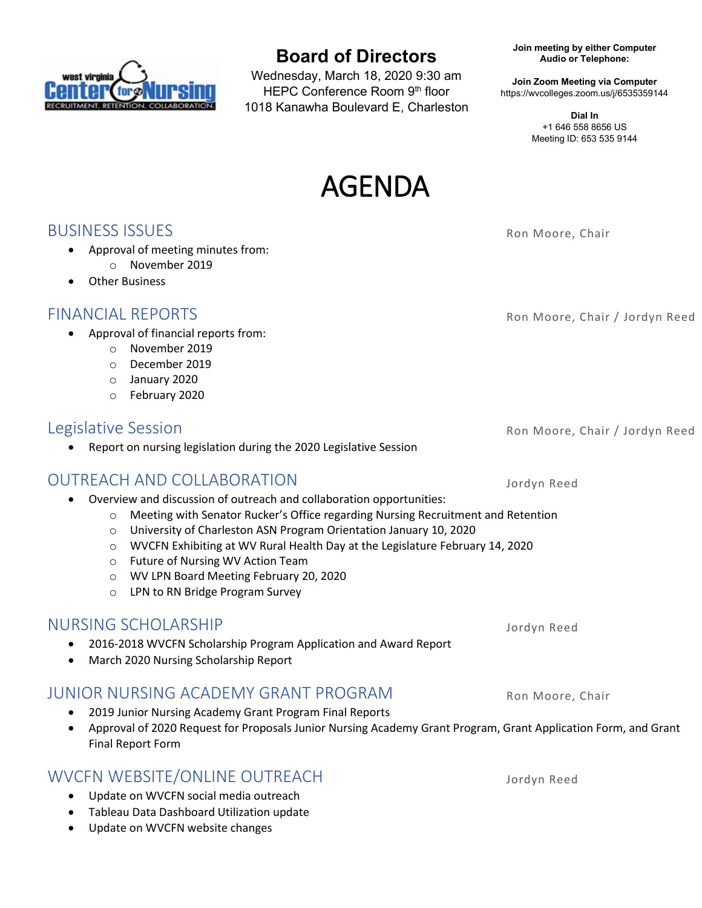# Board of Directors

Wednesday, March 18, 2020 9:30 am
HEPC Conference Room 9th floor
1018 Kanawha Boulevard E, Charleston

**Join meeting by either Computer Audio or Telephone:**

**Join Zoom Meeting via Computer**
https://wvcolleges.zoom.us/j/6535359144

**Dial In**
+1 646 558 8656 US
Meeting ID: 653 535 9144

# AGENDA

## BUSINESS ISSUES

Ron Moore, Chair

- Approval of meeting minutes from:
  - November 2019
- Other Business

## FINANCIAL REPORTS

Ron Moore, Chair / Jordyn Reed

- Approval of financial reports from:
  - November 2019
  - December 2019
  - January 2020
  - February 2020

## Legislative Session

Ron Moore, Chair / Jordyn Reed

- Report on nursing legislation during the 2020 Legislative Session

## OUTREACH AND COLLABORATION

Jordyn Reed

- Overview and discussion of outreach and collaboration opportunities:
  - Meeting with Senator Rucker's Office regarding Nursing Recruitment and Retention
  - University of Charleston ASN Program Orientation January 10, 2020
  - WVCFN Exhibiting at WV Rural Health Day at the Legislature February 14, 2020
  - Future of Nursing WV Action Team
  - WV LPN Board Meeting February 20, 2020
  - LPN to RN Bridge Program Survey

## NURSING SCHOLARSHIP

Jordyn Reed

- 2016-2018 WVCFN Scholarship Program Application and Award Report
- March 2020 Nursing Scholarship Report

## JUNIOR NURSING ACADEMY GRANT PROGRAM

Ron Moore, Chair

- 2019 Junior Nursing Academy Grant Program Final Reports
- Approval of 2020 Request for Proposals Junior Nursing Academy Grant Program, Grant Application Form, and Grant Final Report Form

## WVCFN WEBSITE/ONLINE OUTREACH

Jordyn Reed

- Update on WVCFN social media outreach
- Tableau Data Dashboard Utilization update
- Update on WVCFN website changes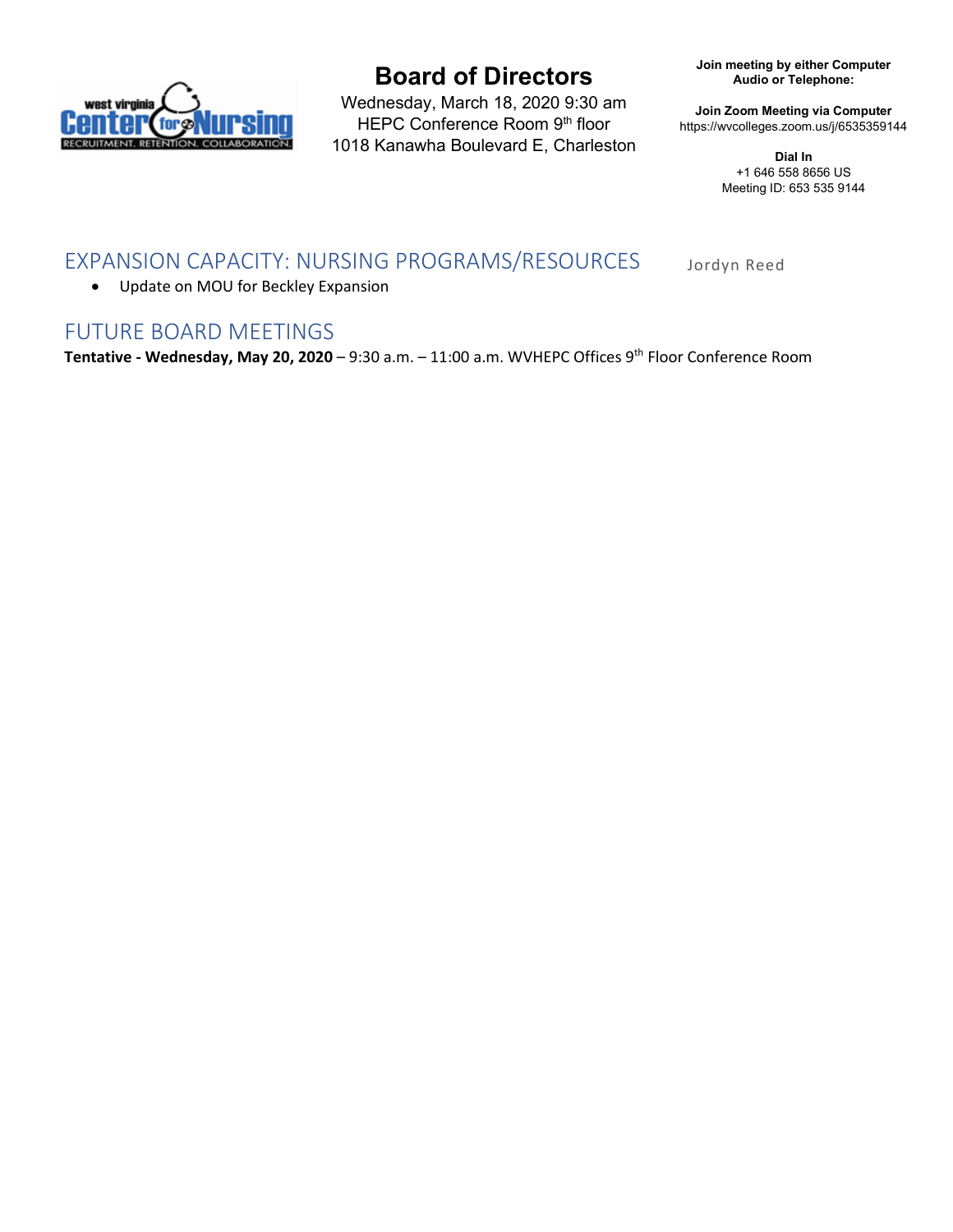# Board of Directors

Wednesday, March 18, 2020 9:30 am
HEPC Conference Room 9th floor
1018 Kanawha Boulevard E, Charleston

**Join meeting by either Computer Audio or Telephone:**

**Join Zoom Meeting via Computer**
https://wvcolleges.zoom.us/j/6535359144

**Dial In**
+1 646 558 8656 US
Meeting ID: 653 535 9144

## EXPANSION CAPACITY: NURSING PROGRAMS/RESOURCES

Jordyn Reed

- Update on MOU for Beckley Expansion

## FUTURE BOARD MEETINGS

**Tentative - Wednesday, May 20, 2020** – 9:30 a.m. – 11:00 a.m. WVHEPC Offices 9th Floor Conference Room